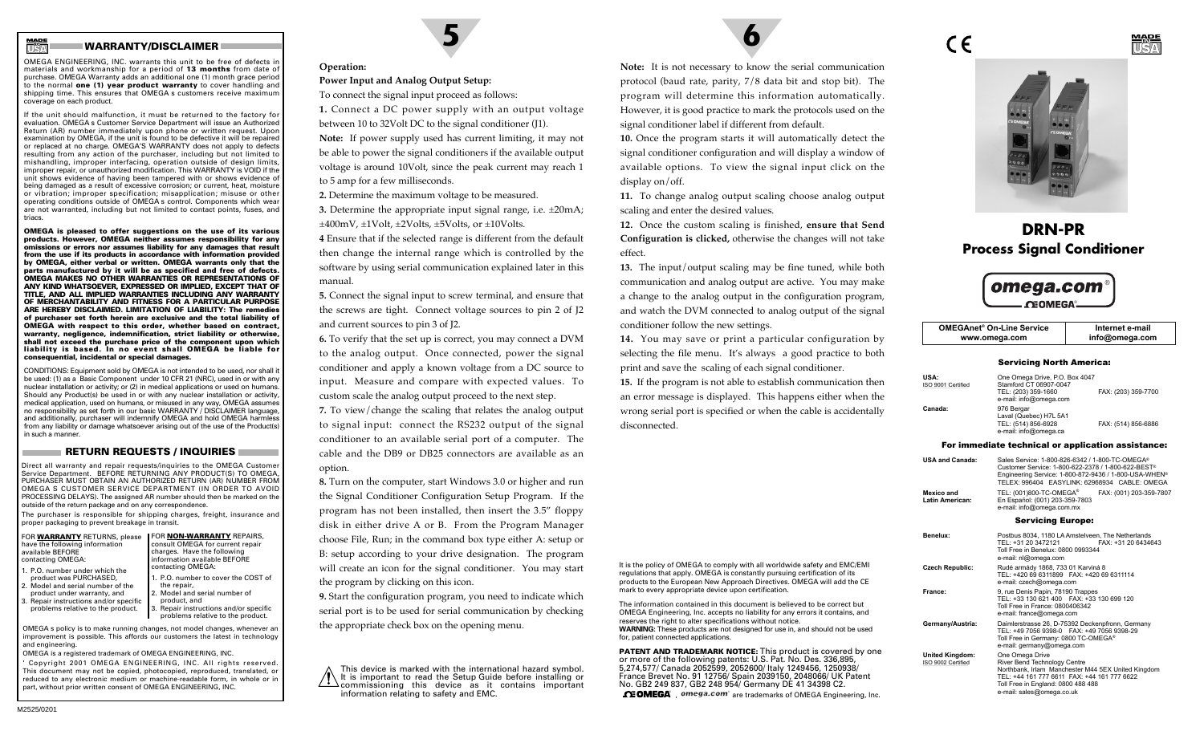## WARRANTY/DISCLAIMER

OMEGA ENGINEERING, INC. warrants this unit to be free of defects in materials and workmanship for a period of **13 months** from date of purchase. OMEGA Warranty adds an additional one (1) month grace period to the normal **one (1) year product warranty** to cover handling and shipping time. This ensures that OMEGA s customers receive maximum coverage on each product.

If the unit should malfunction, it must be returned to the factory for evaluation. OMEGA s Customer Service Department will issue an Authorized Return (AR) number immediately upon phone or written request. Upon examination by OMEGA, if the unit is found to be defective it will be repaired or replaced at no charge. OMEGA'S WARRANTY does not apply to defects resulting from any action of the purchaser, including but not limited to mishandling, improper interfacing, operation outside of design limits, improper repair, or unauthorized modification. This WARRANTY is VOID if the unit shows evidence of having been tampered with or shows evidence of being damaged as a result of excessive corrosion; or current, heat, moisture or vibration; improper specification; misapplication; misuse or other operating conditions outside of OMEGA s control. Components which wear are not warranted, including but not limited to contact points, fuses, and triacs.

**OMEGA is pleased to offer suggestions on the use of its various products. However, OMEGA neither assumes responsibility for any omissions or errors nor assumes liability for any damages that result from the use if its products in accordance with information provided by OMEGA, either verbal or written. OMEGA warrants only that the parts manufactured by it will be as specified and free of defects. OMEGA MAKES NO OTHER WARRANTIES OR REPRESENTATIONS OF ANY KIND WHATSOEVER, EXPRESSED OR IMPLIED, EXCEPT THAT OF TITLE, AND ALL IMPLIED WARRANTIES INCLUDING ANY WARRANTY OF MERCHANTABILITY AND FITNESS FOR A PARTICULAR PURPOSE ARE HEREBY DISCLAIMED. LIMITATION OF LIABILITY: The remedies of purchaser set forth herein are exclusive and the total liability of OMEGA with respect to this order, whether based on contract, warranty, negligence, indemnification, strict liability or otherwise, shall not exceed the purchase price of the component upon which liability is based. In no event shall OMEGA be liable for consequential, incidental or special damages.**

CONDITIONS: Equipment sold by OMEGA is not intended to be used, nor shall it be used: (1) as a Basic Component under 10 CFR 21 (NRC), used in or with any nuclear installation or activity; or (2) in medical applications or used on humans. Should any Product(s) be used in or with any nuclear installation or activity, medical application, used on humans, or misused in any way, OMEGA assumes no responsibility as set forth in our basic WARRANTY / DISCLAIMER language, and additionally, purchaser will indemnify OMEGA and hold OMEGA harmless from any liability or damage whatsoever arising out of the use of the Product(s) in such a manner.

## RETURN REQUESTS / INQUIRIES

Direct all warranty and repair requests/inquiries to the OMEGA Customer Service Department. BEFORE RETURNING ANY PRODUCT(S) TO OMEGA, PURCHASER MUST OBTAIN AN AUTHORIZED RETURN (AR) NUMBER FROM OMEGA S CUSTOMER SERVICE DEPARTMENT (IN ORDER TO AVOID PROCESSING DELAYS). The assigned AR number should then be marked on the outside of the return package and on any correspondence.

The purchaser is responsible for shipping charges, freight, insurance and proper packaging to prevent breakage in transit.

FOR **WARRANTY** RETURNS, please have the following information available BEFORE contacting OMEGA:

1. P.O. number under which the product was PURCHASED,
2. Model and serial number of the product under warranty, and
3. Repair instructions and/or specific problems relative to the product.

FOR **NON-WARRANTY** REPAIRS, consult OMEGA for current repair charges. Have the following information available BEFORE contacting OMEGA:

1. P.O. number to cover the COST of the repair,
2. Model and serial number of product, and
3. Repair instructions and/or specific problems relative to the product.

OMEGA s policy is to make running changes, not model changes, whenever an improvement is possible. This affords our customers the latest in technology and engineering.

OMEGA is a registered trademark of OMEGA ENGINEERING, INC.

' Copyright 2001 OMEGA ENGINEERING, INC. All rights reserved. This document may not be copied, photocopied, reproduced, translated, or reduced to any electronic medium or machine-readable form, in whole or in part, without prior written consent of OMEGA ENGINEERING, INC.

M2525/0201

**Operation:**

**Power Input and Analog Output Setup:**

To connect the signal input proceed as follows:

**1.** Connect a DC power supply with an output voltage between 10 to 32Volt DC to the signal conditioner (J1).

**Note:** If power supply used has current limiting, it may not be able to power the signal conditioners if the available output voltage is around 10Volt, since the peak current may reach 1 to 5 amp for a few milliseconds.

**2.** Determine the maximum voltage to be measured.

**3.** Determine the appropriate input signal range, i.e. ±20mA; ±400mV, ±1Volt, ±2Volts, ±5Volts, or ±10Volts.

**4** Ensure that if the selected range is different from the default then change the internal range which is controlled by the software by using serial communication explained later in this manual.

**5.** Connect the signal input to screw terminal, and ensure that the screws are tight. Connect voltage sources to pin 2 of J2 and current sources to pin 3 of J2.

**6.** To verify that the set up is correct, you may connect a DVM to the analog output. Once connected, power the signal conditioner and apply a known voltage from a DC source to input. Measure and compare with expected values. To custom scale the analog output proceed to the next step.

**7.** To view/change the scaling that relates the analog output to signal input: connect the RS232 output of the signal conditioner to an available serial port of a computer. The cable and the DB9 or DB25 connectors are available as an option.

**8.** Turn on the computer, start Windows 3.0 or higher and run the Signal Conditioner Configuration Setup Program. If the program has not been installed, then insert the 3.5" floppy disk in either drive A or B. From the Program Manager choose File, Run; in the command box type either A: setup or B: setup according to your drive designation. The program will create an icon for the signal conditioner. You may start the program by clicking on this icon.

**9.** Start the configuration program, you need to indicate which serial port is to be used for serial communication by checking the appropriate check box on the opening menu.

This device is marked with the international hazard symbol. It is important to read the Setup Guide before installing or commissioning this device as it contains important information relating to safety and EMC.

**Note:** It is not necessary to know the serial communication protocol (baud rate, parity, 7/8 data bit and stop bit). The program will determine this information automatically. However, it is good practice to mark the protocols used on the signal conditioner label if different from default.

**10.** Once the program starts it will automatically detect the signal conditioner configuration and will display a window of available options. To view the signal input click on the display on/off.

**11.** To change analog output scaling choose analog output scaling and enter the desired values.

**12.** Once the custom scaling is finished, **ensure that Send Configuration is clicked,** otherwise the changes will not take effect.

**13.** The input/output scaling may be fine tuned, while both communication and analog output are active. You may make a change to the analog output in the configuration program, and watch the DVM connected to analog output of the signal conditioner follow the new settings.

**14.** You may save or print a particular configuration by selecting the file menu. It's always a good practice to both print and save the scaling of each signal conditioner.

**15.** If the program is not able to establish communication then an error message is displayed. This happens either when the wrong serial port is specified or when the cable is accidentally disconnected.

It is the policy of OMEGA to comply with all worldwide safety and EMC/EMI regulations that apply. OMEGA is constantly pursuing certification of its products to the European New Approach Directives. OMEGA will add the CE mark to every appropriate device upon certification.

The information contained in this document is believed to be correct but OMEGA Engineering, Inc. accepts no liability for any errors it contains, and reserves the right to alter specifications without notice.
**WARNING:** These products are not designed for use in, and should not be used for, patient connected applications.

**PATENT AND TRADEMARK NOTICE:** This product is covered by one or more of the following patents: U.S. Pat. No. Des. 336,895, 5,274,577/ Canada 2052599, 2052600/ Italy 1249456, 1250938/ France Brevet No. 91 12756/ Spain 2039150, 2048066/ UK Patent No. GB2 249 837, GB2 248 954/ Germany DE 41 34398 C2.

OMEGA, omega.com are trademarks of OMEGA Engineering, Inc.

# DRN-PR
## Process Signal Conditioner

omega.com — OMEGA

| OMEGAnet® On-Line Service www.omega.com | Internet e-mail info@omega.com |
|---|---|

### Servicing North America:

| | | |
|---|---|---|
| **USA:** ISO 9001 Certified | One Omega Drive, P.O. Box 4047 Stamford CT 06907-0047 TEL: (203) 359-1660 e-mail: info@omega.com | FAX: (203) 359-7700 |
| **Canada:** | 976 Bergar Laval (Quebec) H7L 5A1 TEL: (514) 856-6928 e-mail: info@omega.ca | FAX: (514) 856-6886 |

### For immediate technical or application assistance:

| | | |
|---|---|---|
| **USA and Canada:** | Sales Service: 1-800-826-6342 / 1-800-TC-OMEGA® Customer Service: 1-800-622-2378 / 1-800-622-BEST® Engineering Service: 1-800-872-9436 / 1-800-USA-WHEN® TELEX: 996404 EASYLINK: 62968934 CABLE: OMEGA | |
| **Mexico and Latin American:** | TEL: (001)800-TC-OMEGA® En Español: (001) 203-359-7803 e-mail: info@omega.com.mx | FAX: (001) 203-359-7807 |

### Servicing Europe:

| | |
|---|---|
| **Benelux:** | Postbus 8034, 1180 LA Amstelveen, The Netherlands TEL: +31 20 3472121 FAX: +31 20 6434643 Toll Free in Benelux: 0800 0993344 e-mail: nl@omega.com |
| **Czech Republic:** | Rudé armády 1868, 733 01 Karviná 8 TEL: +420 69 6311899 FAX: +420 69 6311114 e-mail: czech@omega.com |
| **France:** | 9, rue Denis Papin, 78190 Trappes TEL: +33 130 621 400 FAX: +33 130 699 120 Toll Free in France: 0800406342 e-mail: france@omega.com |
| **Germany/Austria:** | Daimlerstrasse 26, D-75392 Deckenpfronn, Germany TEL: +49 7056 9398-0 FAX: +49 7056 9398-29 Toll Free in Germany: 0800 TC-OMEGA® e-mail: germany@omega.com |
| **United Kingdom:** ISO 9002 Certified | One Omega Drive River Bend Technology Centre Northbank, Irlam Manchester M44 5EX United Kingdom TEL: +44 161 777 6611 FAX: +44 161 777 6622 Toll Free in England: 0800 488 488 e-mail: sales@omega.co.uk |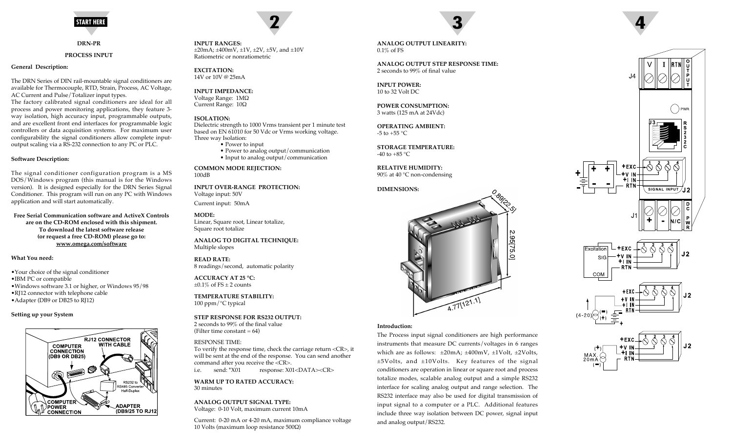START HERE

## DRN-PR

## PROCESS INPUT

### General Description:

The DRN Series of DIN rail-mountable signal conditioners are available for Thermocouple, RTD, Strain, Process, AC Voltage, AC Current and Pulse/Totalizer input types.

The factory calibrated signal conditioners are ideal for all process and power monitoring applications, they feature 3-way isolation, high accuracy input, programmable outputs, and are excellent front end interfaces for programmable logic controllers or data acquisition systems. For maximum user configurability the signal conditioners allow complete input-output scaling via a RS-232 connection to any PC or PLC.

### Software Description:

The signal conditioner configuration program is a MS DOS/Windows program (this manual is for the Windows version). It is designed especially for the DRN Series Signal Conditioner. This program will run on any PC with Windows application and will start automatically.

**Free Serial Communication software and ActiveX Controls are on the CD-ROM enclosed with this shipment. To download the latest software release (or request a free CD-ROM) please go to: www.omega.com/software**

### What You need:

- Your choice of the signal conditioner
- IBM PC or compatible
- Windows software 3.1 or higher, or Windows 95/98
- RJ12 connector with telephone cable
- Adapter (DB9 or DB25 to RJ12)

### Setting up your System

COMPUTER CONNECTION (DB9 OR DB25)
RJ12 CONNECTOR WITH CABLE
RS232 to RS485 Converter Half-Duplex
COMPUTER POWER CONNECTION
ADAPTER (DB9/25 TO RJ12)

2

**INPUT RANGES:**
±20mA; ±400mV, ±1V, ±2V, ±5V, and ±10V
Ratiometric or nonratiometric

**EXCITATION:**
14V or 10V @ 25mA

**INPUT IMPEDANCE:**
Voltage Range: 1MΩ
Current Range: 10Ω

**ISOLATION:**
Dielectric strength to 1000 Vrms transient per 1 minute test based on EN 61010 for 50 Vdc or Vrms working voltage.
Three way Isolation:

- Power to input
- Power to analog output/communication
- Input to analog output/communication

**COMMON MODE REJECTION:**
100dB

**INPUT OVER-RANGE PROTECTION:**
Voltage input: 50V
Current input: 50mA

**MODE:**
Linear, Square root, Linear totalize,
Square root totalize

**ANALOG TO DIGITAL TECHNIQUE:**
Multiple slopes

**READ RATE:**
8 readings/second, automatic polarity

**ACCURACY AT 25 °C:**
±0.1% of FS ± 2 counts

**TEMPERATURE STABILITY:**
100 ppm/°C typical

**STEP RESPONSE FOR RS232 OUTPUT:**
2 seconds to 99% of the final value
(Filter time constant = 64)

RESPONSE TIME:
To verify the response time, check the carriage return <CR>, it will be sent at the end of the response. You can send another command after you receive the <CR>.
i.e. send: *X01 response: X01<DATA><CR>

**WARM UP TO RATED ACCURACY:**
30 minutes

**ANALOG OUTPUT SIGNAL TYPE:**
Voltage: 0-10 Volt, maximum current 10mA

Current: 0-20 mA or 4-20 mA, maximum compliance voltage 10 Volts (maximum loop resistance 500Ω)

3

**ANALOG OUTPUT LINEARITY:**
0.1% of FS

**ANALOG OUTPUT STEP RESPONSE TIME:**
2 seconds to 99% of final value

**INPUT POWER:**
10 to 32 Volt DC

**POWER CONSUMPTION:**
3 watts (125 mA at 24Vdc)

**OPERATING AMBIENT:**
-5 to +55 °C

**STORAGE TEMPERATURE:**
-40 to +85 °C

**RELATIVE HUMIDITY:**
90% at 40 °C non-condensing

**DIMENSIONS:**

0.89[22.5]
2.95[75.0]
4.77[121.1]

### Introduction:

The Process input signal conditioners are high performance instruments that measure DC currents/voltages in 6 ranges which are as follows: ±20mA; ±400mV, ±1Volt, ±2Volts, ±5Volts, and ±10Volts. Key features of the signal conditioners are operation in linear or square root and process totalize modes, scalable analog output and a simple RS232 interface for scaling analog output and range selection. The RS232 interface may also be used for digital transmission of input signal to a computer or a PLC. Additional features include three way isolation between DC power, signal input and analog output/RS232.

4

J4 V I RTN OUTPUT
PWR
J3 RS232C
+EXC +V IN +I IN RTN
1 2 3 4
SIGNAL INPUT J2
J1 + - N/C DC PWR

Excitation SIG COM
+EXC +V IN +I IN RTN
1 2 3 4 J2

(4-20) (-) (+)
+EXC +V IN +I IN RTN
1 2 3 4 J2

(+) MAX. 20mA (-)
+EXC +V IN +I IN RTN
1 2 3 4 J2